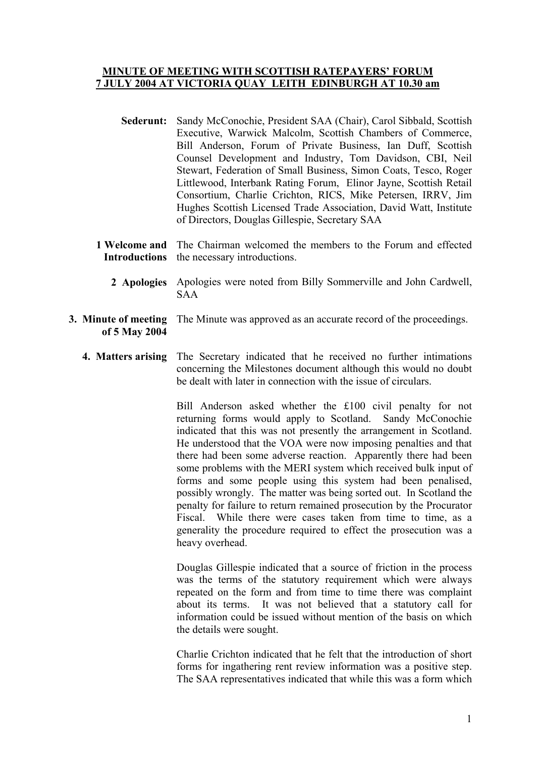**MINUTE OF MEETING WITH SCOTTISH RATEPAYERS' FORUM**
**7 JULY 2004 AT VICTORIA QUAY LEITH EDINBURGH AT 10.30 am**

**Sederunt:** Sandy McConochie, President SAA (Chair), Carol Sibbald, Scottish Executive, Warwick Malcolm, Scottish Chambers of Commerce, Bill Anderson, Forum of Private Business, Ian Duff, Scottish Counsel Development and Industry, Tom Davidson, CBI, Neil Stewart, Federation of Small Business, Simon Coats, Tesco, Roger Littlewood, Interbank Rating Forum, Elinor Jayne, Scottish Retail Consortium, Charlie Crichton, RICS, Mike Petersen, IRRV, Jim Hughes Scottish Licensed Trade Association, David Watt, Institute of Directors, Douglas Gillespie, Secretary SAA

**1 Welcome and Introductions**

The Chairman welcomed the members to the Forum and effected the necessary introductions.

**2 Apologies**

Apologies were noted from Billy Sommerville and John Cardwell, SAA

**3. Minute of meeting of 5 May 2004**

The Minute was approved as an accurate record of the proceedings.

**4. Matters arising**

The Secretary indicated that he received no further intimations concerning the Milestones document although this would no doubt be dealt with later in connection with the issue of circulars.

Bill Anderson asked whether the £100 civil penalty for not returning forms would apply to Scotland. Sandy McConochie indicated that this was not presently the arrangement in Scotland. He understood that the VOA were now imposing penalties and that there had been some adverse reaction. Apparently there had been some problems with the MERI system which received bulk input of forms and some people using this system had been penalised, possibly wrongly. The matter was being sorted out. In Scotland the penalty for failure to return remained prosecution by the Procurator Fiscal. While there were cases taken from time to time, as a generality the procedure required to effect the prosecution was a heavy overhead.

Douglas Gillespie indicated that a source of friction in the process was the terms of the statutory requirement which were always repeated on the form and from time to time there was complaint about its terms. It was not believed that a statutory call for information could be issued without mention of the basis on which the details were sought.

Charlie Crichton indicated that he felt that the introduction of short forms for ingathering rent review information was a positive step. The SAA representatives indicated that while this was a form which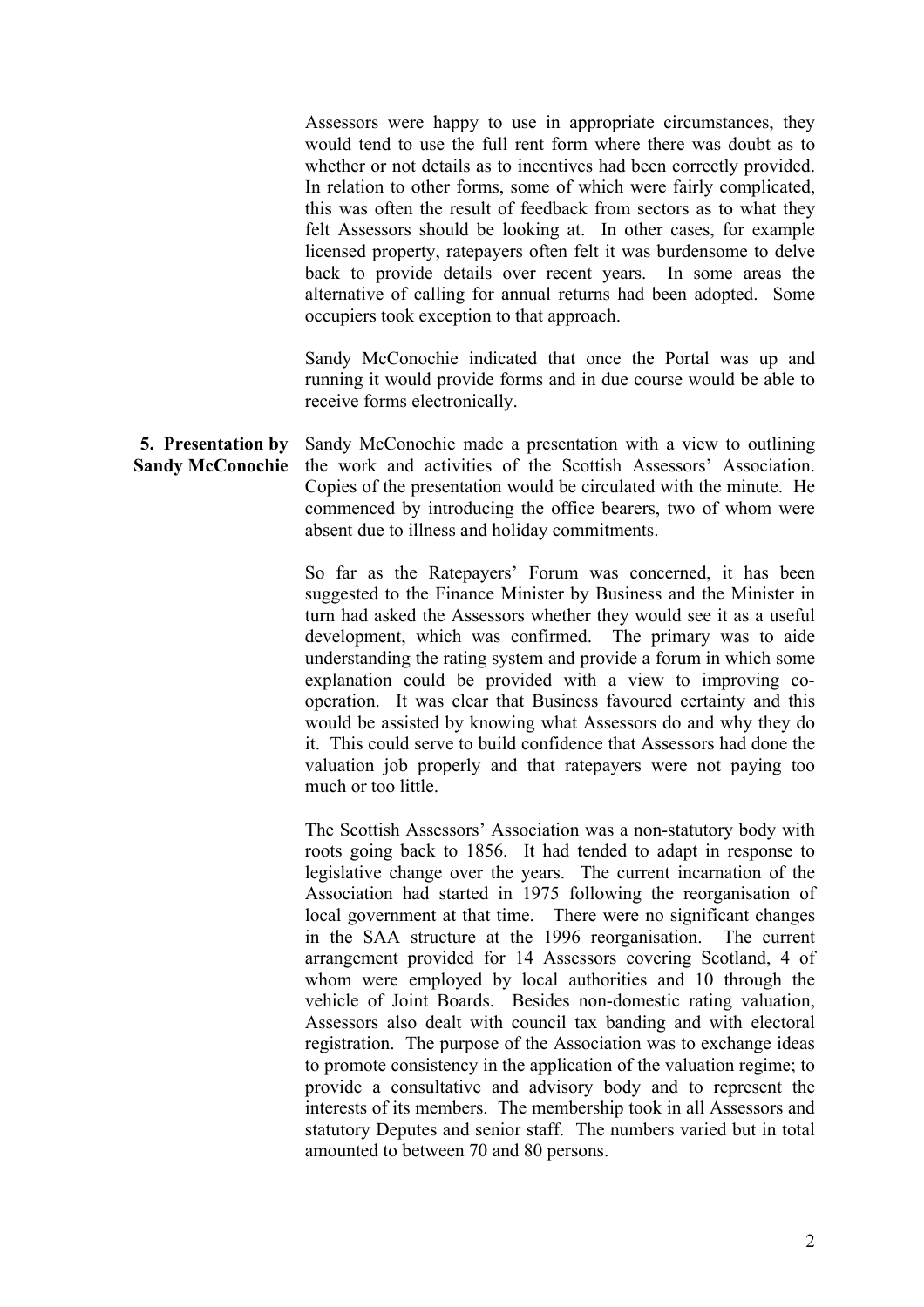Assessors were happy to use in appropriate circumstances, they would tend to use the full rent form where there was doubt as to whether or not details as to incentives had been correctly provided. In relation to other forms, some of which were fairly complicated, this was often the result of feedback from sectors as to what they felt Assessors should be looking at. In other cases, for example licensed property, ratepayers often felt it was burdensome to delve back to provide details over recent years. In some areas the alternative of calling for annual returns had been adopted. Some occupiers took exception to that approach.

Sandy McConochie indicated that once the Portal was up and running it would provide forms and in due course would be able to receive forms electronically.

**5. Presentation by Sandy McConochie**

Sandy McConochie made a presentation with a view to outlining the work and activities of the Scottish Assessors' Association. Copies of the presentation would be circulated with the minute. He commenced by introducing the office bearers, two of whom were absent due to illness and holiday commitments.

So far as the Ratepayers' Forum was concerned, it has been suggested to the Finance Minister by Business and the Minister in turn had asked the Assessors whether they would see it as a useful development, which was confirmed. The primary was to aide understanding the rating system and provide a forum in which some explanation could be provided with a view to improving co-operation. It was clear that Business favoured certainty and this would be assisted by knowing what Assessors do and why they do it. This could serve to build confidence that Assessors had done the valuation job properly and that ratepayers were not paying too much or too little.

The Scottish Assessors' Association was a non-statutory body with roots going back to 1856. It had tended to adapt in response to legislative change over the years. The current incarnation of the Association had started in 1975 following the reorganisation of local government at that time. There were no significant changes in the SAA structure at the 1996 reorganisation. The current arrangement provided for 14 Assessors covering Scotland, 4 of whom were employed by local authorities and 10 through the vehicle of Joint Boards. Besides non-domestic rating valuation, Assessors also dealt with council tax banding and with electoral registration. The purpose of the Association was to exchange ideas to promote consistency in the application of the valuation regime; to provide a consultative and advisory body and to represent the interests of its members. The membership took in all Assessors and statutory Deputes and senior staff. The numbers varied but in total amounted to between 70 and 80 persons.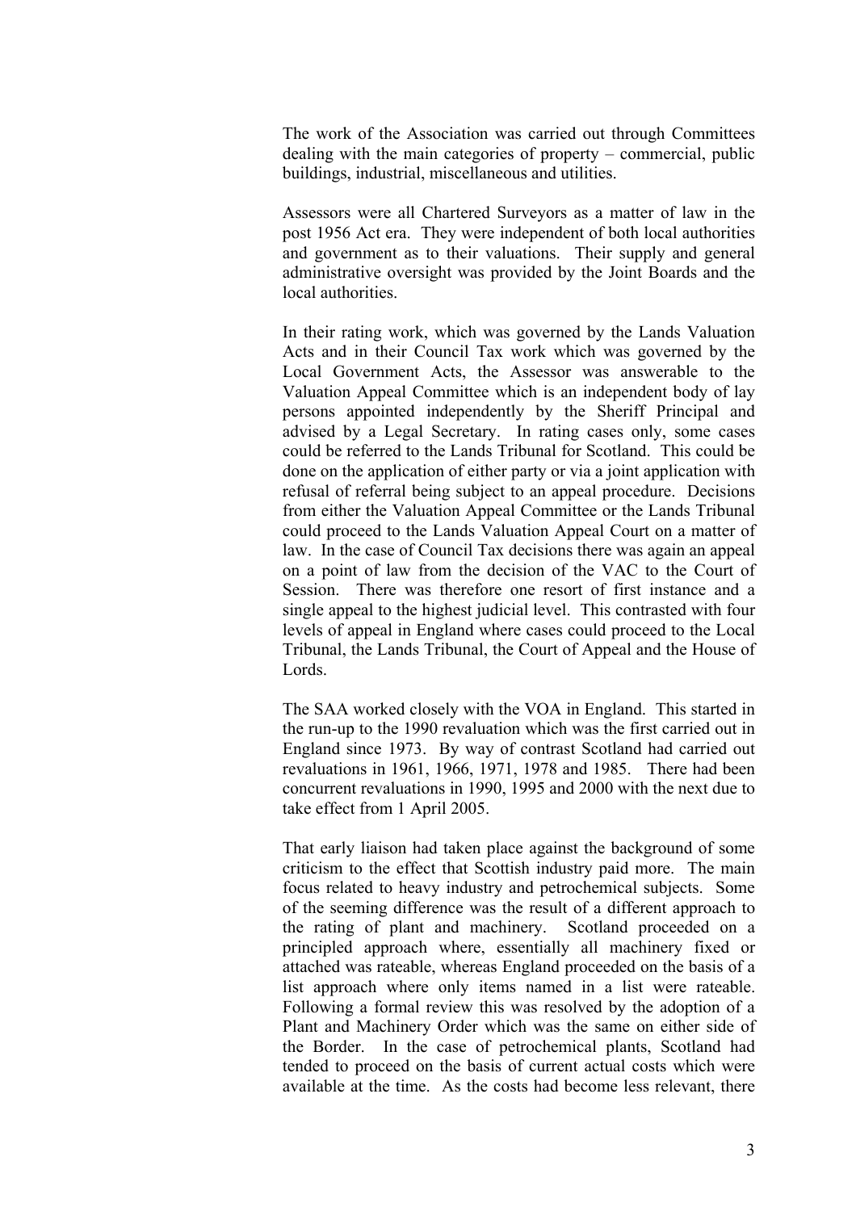The work of the Association was carried out through Committees dealing with the main categories of property – commercial, public buildings, industrial, miscellaneous and utilities.

Assessors were all Chartered Surveyors as a matter of law in the post 1956 Act era. They were independent of both local authorities and government as to their valuations. Their supply and general administrative oversight was provided by the Joint Boards and the local authorities.

In their rating work, which was governed by the Lands Valuation Acts and in their Council Tax work which was governed by the Local Government Acts, the Assessor was answerable to the Valuation Appeal Committee which is an independent body of lay persons appointed independently by the Sheriff Principal and advised by a Legal Secretary. In rating cases only, some cases could be referred to the Lands Tribunal for Scotland. This could be done on the application of either party or via a joint application with refusal of referral being subject to an appeal procedure. Decisions from either the Valuation Appeal Committee or the Lands Tribunal could proceed to the Lands Valuation Appeal Court on a matter of law. In the case of Council Tax decisions there was again an appeal on a point of law from the decision of the VAC to the Court of Session. There was therefore one resort of first instance and a single appeal to the highest judicial level. This contrasted with four levels of appeal in England where cases could proceed to the Local Tribunal, the Lands Tribunal, the Court of Appeal and the House of Lords.

The SAA worked closely with the VOA in England. This started in the run-up to the 1990 revaluation which was the first carried out in England since 1973. By way of contrast Scotland had carried out revaluations in 1961, 1966, 1971, 1978 and 1985. There had been concurrent revaluations in 1990, 1995 and 2000 with the next due to take effect from 1 April 2005.

That early liaison had taken place against the background of some criticism to the effect that Scottish industry paid more. The main focus related to heavy industry and petrochemical subjects. Some of the seeming difference was the result of a different approach to the rating of plant and machinery. Scotland proceeded on a principled approach where, essentially all machinery fixed or attached was rateable, whereas England proceeded on the basis of a list approach where only items named in a list were rateable. Following a formal review this was resolved by the adoption of a Plant and Machinery Order which was the same on either side of the Border. In the case of petrochemical plants, Scotland had tended to proceed on the basis of current actual costs which were available at the time. As the costs had become less relevant, there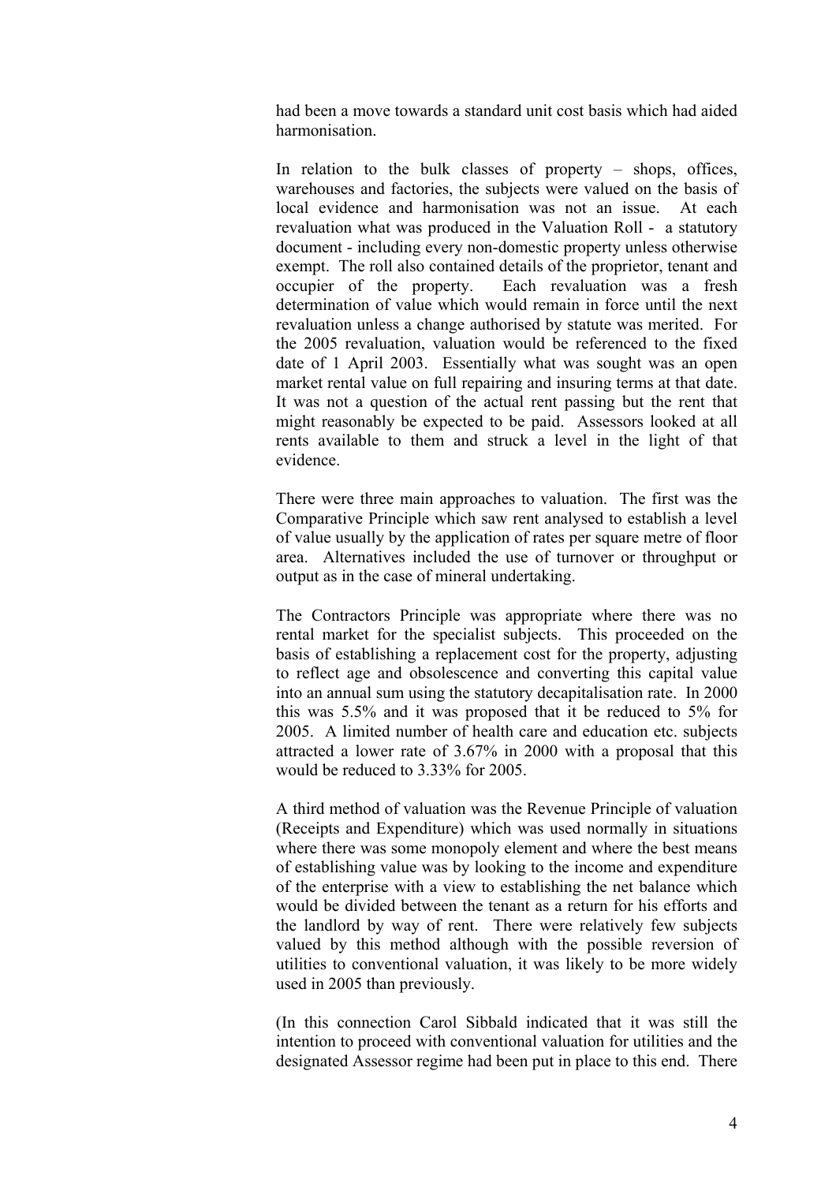had been a move towards a standard unit cost basis which had aided harmonisation.

In relation to the bulk classes of property – shops, offices, warehouses and factories, the subjects were valued on the basis of local evidence and harmonisation was not an issue. At each revaluation what was produced in the Valuation Roll - a statutory document - including every non-domestic property unless otherwise exempt. The roll also contained details of the proprietor, tenant and occupier of the property. Each revaluation was a fresh determination of value which would remain in force until the next revaluation unless a change authorised by statute was merited. For the 2005 revaluation, valuation would be referenced to the fixed date of 1 April 2003. Essentially what was sought was an open market rental value on full repairing and insuring terms at that date. It was not a question of the actual rent passing but the rent that might reasonably be expected to be paid. Assessors looked at all rents available to them and struck a level in the light of that evidence.

There were three main approaches to valuation. The first was the Comparative Principle which saw rent analysed to establish a level of value usually by the application of rates per square metre of floor area. Alternatives included the use of turnover or throughput or output as in the case of mineral undertaking.

The Contractors Principle was appropriate where there was no rental market for the specialist subjects. This proceeded on the basis of establishing a replacement cost for the property, adjusting to reflect age and obsolescence and converting this capital value into an annual sum using the statutory decapitalisation rate. In 2000 this was 5.5% and it was proposed that it be reduced to 5% for 2005. A limited number of health care and education etc. subjects attracted a lower rate of 3.67% in 2000 with a proposal that this would be reduced to 3.33% for 2005.

A third method of valuation was the Revenue Principle of valuation (Receipts and Expenditure) which was used normally in situations where there was some monopoly element and where the best means of establishing value was by looking to the income and expenditure of the enterprise with a view to establishing the net balance which would be divided between the tenant as a return for his efforts and the landlord by way of rent. There were relatively few subjects valued by this method although with the possible reversion of utilities to conventional valuation, it was likely to be more widely used in 2005 than previously.

(In this connection Carol Sibbald indicated that it was still the intention to proceed with conventional valuation for utilities and the designated Assessor regime had been put in place to this end. There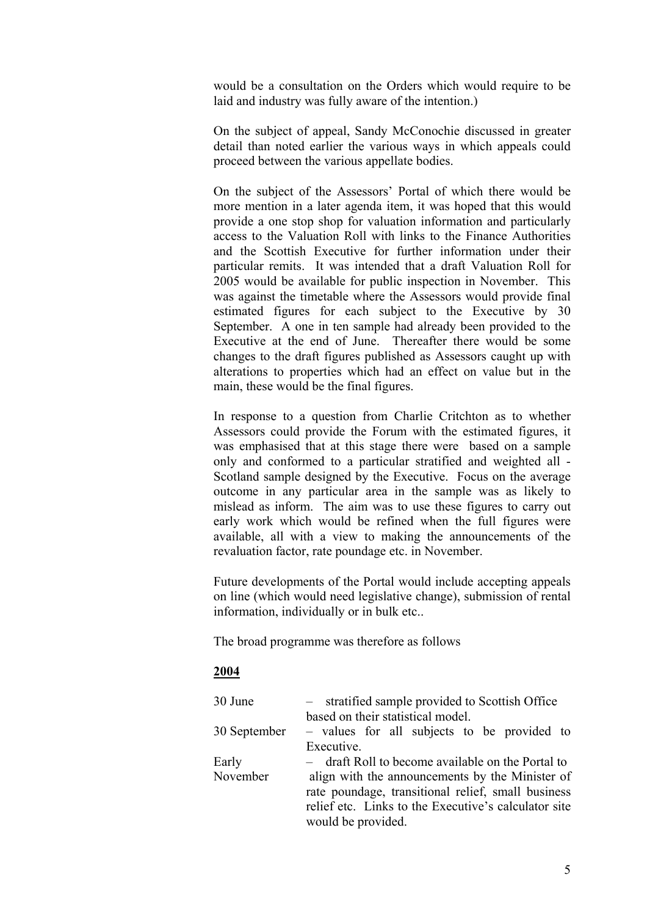would be a consultation on the Orders which would require to be laid and industry was fully aware of the intention.)

On the subject of appeal, Sandy McConochie discussed in greater detail than noted earlier the various ways in which appeals could proceed between the various appellate bodies.

On the subject of the Assessors' Portal of which there would be more mention in a later agenda item, it was hoped that this would provide a one stop shop for valuation information and particularly access to the Valuation Roll with links to the Finance Authorities and the Scottish Executive for further information under their particular remits. It was intended that a draft Valuation Roll for 2005 would be available for public inspection in November. This was against the timetable where the Assessors would provide final estimated figures for each subject to the Executive by 30 September. A one in ten sample had already been provided to the Executive at the end of June. Thereafter there would be some changes to the draft figures published as Assessors caught up with alterations to properties which had an effect on value but in the main, these would be the final figures.

In response to a question from Charlie Critchton as to whether Assessors could provide the Forum with the estimated figures, it was emphasised that at this stage there were based on a sample only and conformed to a particular stratified and weighted all - Scotland sample designed by the Executive. Focus on the average outcome in any particular area in the sample was as likely to mislead as inform. The aim was to use these figures to carry out early work which would be refined when the full figures were available, all with a view to making the announcements of the revaluation factor, rate poundage etc. in November.

Future developments of the Portal would include accepting appeals on line (which would need legislative change), submission of rental information, individually or in bulk etc..

The broad programme was therefore as follows

**2004**

| | |
|---|---|
| 30 June | – stratified sample provided to Scottish Office based on their statistical model. |
| 30 September | – values for all subjects to be provided to Executive. |
| Early November | – draft Roll to become available on the Portal to align with the announcements by the Minister of rate poundage, transitional relief, small business relief etc. Links to the Executive's calculator site would be provided. |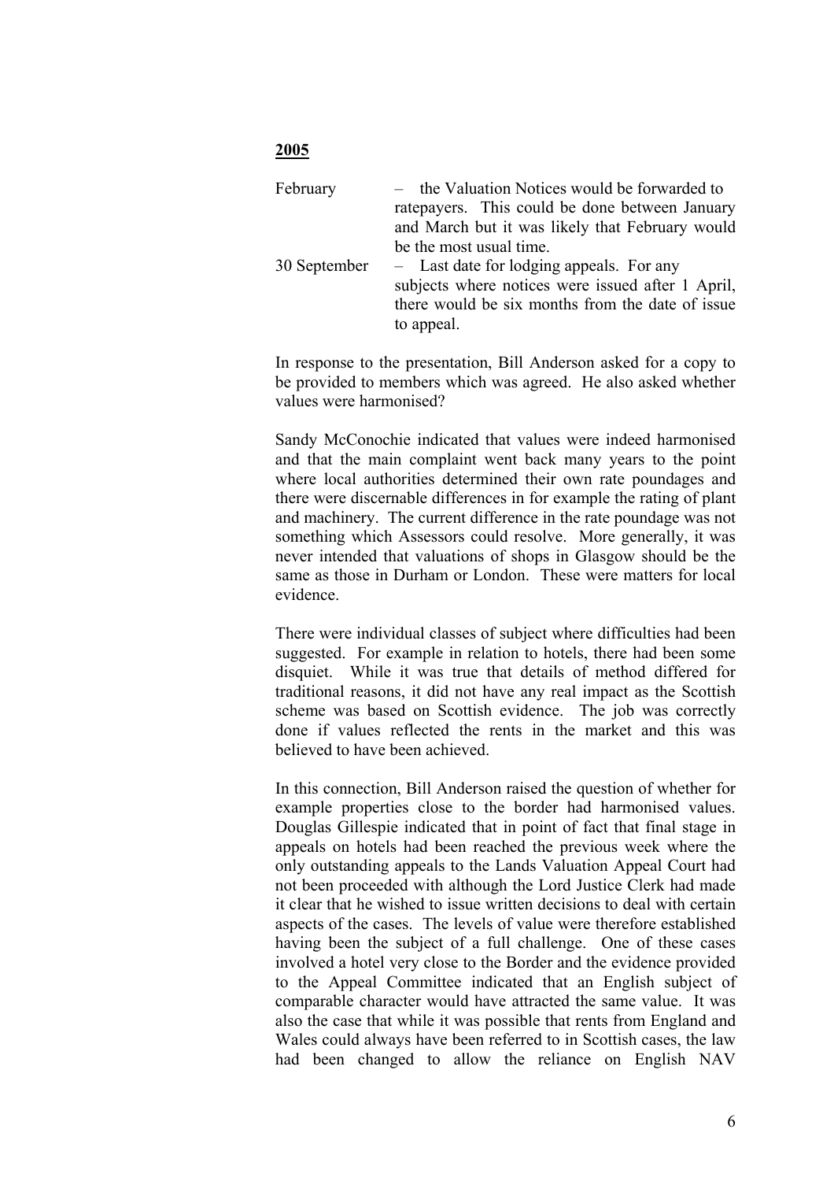**2005**

| | |
|---|---|
| February | – the Valuation Notices would be forwarded to ratepayers. This could be done between January and March but it was likely that February would be the most usual time. |
| 30 September | – Last date for lodging appeals. For any subjects where notices were issued after 1 April, there would be six months from the date of issue to appeal. |

In response to the presentation, Bill Anderson asked for a copy to be provided to members which was agreed. He also asked whether values were harmonised?

Sandy McConochie indicated that values were indeed harmonised and that the main complaint went back many years to the point where local authorities determined their own rate poundages and there were discernable differences in for example the rating of plant and machinery. The current difference in the rate poundage was not something which Assessors could resolve. More generally, it was never intended that valuations of shops in Glasgow should be the same as those in Durham or London. These were matters for local evidence.

There were individual classes of subject where difficulties had been suggested. For example in relation to hotels, there had been some disquiet. While it was true that details of method differed for traditional reasons, it did not have any real impact as the Scottish scheme was based on Scottish evidence. The job was correctly done if values reflected the rents in the market and this was believed to have been achieved.

In this connection, Bill Anderson raised the question of whether for example properties close to the border had harmonised values. Douglas Gillespie indicated that in point of fact that final stage in appeals on hotels had been reached the previous week where the only outstanding appeals to the Lands Valuation Appeal Court had not been proceeded with although the Lord Justice Clerk had made it clear that he wished to issue written decisions to deal with certain aspects of the cases. The levels of value were therefore established having been the subject of a full challenge. One of these cases involved a hotel very close to the Border and the evidence provided to the Appeal Committee indicated that an English subject of comparable character would have attracted the same value. It was also the case that while it was possible that rents from England and Wales could always have been referred to in Scottish cases, the law had been changed to allow the reliance on English NAV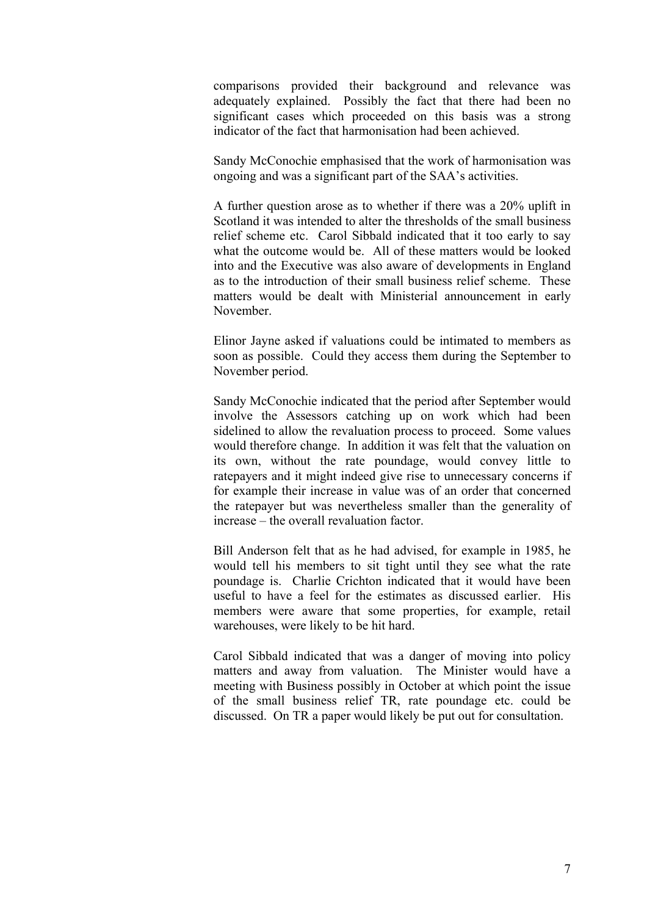comparisons provided their background and relevance was adequately explained. Possibly the fact that there had been no significant cases which proceeded on this basis was a strong indicator of the fact that harmonisation had been achieved.

Sandy McConochie emphasised that the work of harmonisation was ongoing and was a significant part of the SAA's activities.

A further question arose as to whether if there was a 20% uplift in Scotland it was intended to alter the thresholds of the small business relief scheme etc. Carol Sibbald indicated that it too early to say what the outcome would be. All of these matters would be looked into and the Executive was also aware of developments in England as to the introduction of their small business relief scheme. These matters would be dealt with Ministerial announcement in early November.

Elinor Jayne asked if valuations could be intimated to members as soon as possible. Could they access them during the September to November period.

Sandy McConochie indicated that the period after September would involve the Assessors catching up on work which had been sidelined to allow the revaluation process to proceed. Some values would therefore change. In addition it was felt that the valuation on its own, without the rate poundage, would convey little to ratepayers and it might indeed give rise to unnecessary concerns if for example their increase in value was of an order that concerned the ratepayer but was nevertheless smaller than the generality of increase – the overall revaluation factor.

Bill Anderson felt that as he had advised, for example in 1985, he would tell his members to sit tight until they see what the rate poundage is. Charlie Crichton indicated that it would have been useful to have a feel for the estimates as discussed earlier. His members were aware that some properties, for example, retail warehouses, were likely to be hit hard.

Carol Sibbald indicated that was a danger of moving into policy matters and away from valuation. The Minister would have a meeting with Business possibly in October at which point the issue of the small business relief TR, rate poundage etc. could be discussed. On TR a paper would likely be put out for consultation.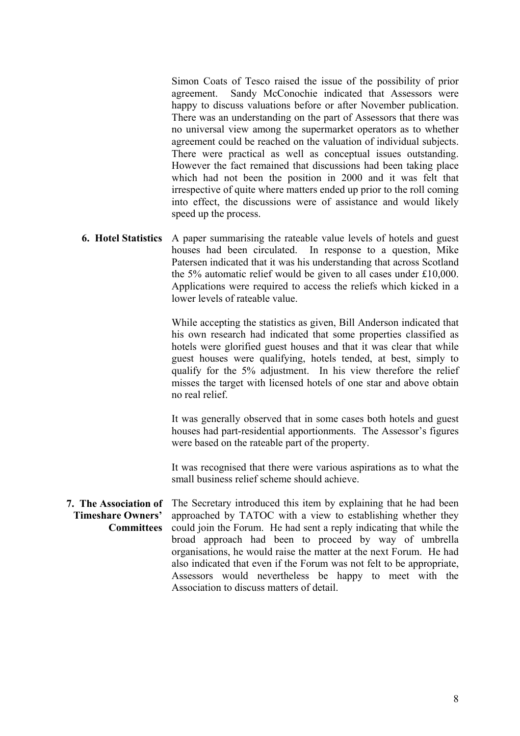Simon Coats of Tesco raised the issue of the possibility of prior agreement. Sandy McConochie indicated that Assessors were happy to discuss valuations before or after November publication. There was an understanding on the part of Assessors that there was no universal view among the supermarket operators as to whether agreement could be reached on the valuation of individual subjects. There were practical as well as conceptual issues outstanding. However the fact remained that discussions had been taking place which had not been the position in 2000 and it was felt that irrespective of quite where matters ended up prior to the roll coming into effect, the discussions were of assistance and would likely speed up the process.

**6. Hotel Statistics**

A paper summarising the rateable value levels of hotels and guest houses had been circulated. In response to a question, Mike Patersen indicated that it was his understanding that across Scotland the 5% automatic relief would be given to all cases under £10,000. Applications were required to access the reliefs which kicked in a lower levels of rateable value.

While accepting the statistics as given, Bill Anderson indicated that his own research had indicated that some properties classified as hotels were glorified guest houses and that it was clear that while guest houses were qualifying, hotels tended, at best, simply to qualify for the 5% adjustment. In his view therefore the relief misses the target with licensed hotels of one star and above obtain no real relief.

It was generally observed that in some cases both hotels and guest houses had part-residential apportionments. The Assessor's figures were based on the rateable part of the property.

It was recognised that there were various aspirations as to what the small business relief scheme should achieve.

**7. The Association of Timeshare Owners' Committees**

The Secretary introduced this item by explaining that he had been approached by TATOC with a view to establishing whether they could join the Forum. He had sent a reply indicating that while the broad approach had been to proceed by way of umbrella organisations, he would raise the matter at the next Forum. He had also indicated that even if the Forum was not felt to be appropriate, Assessors would nevertheless be happy to meet with the Association to discuss matters of detail.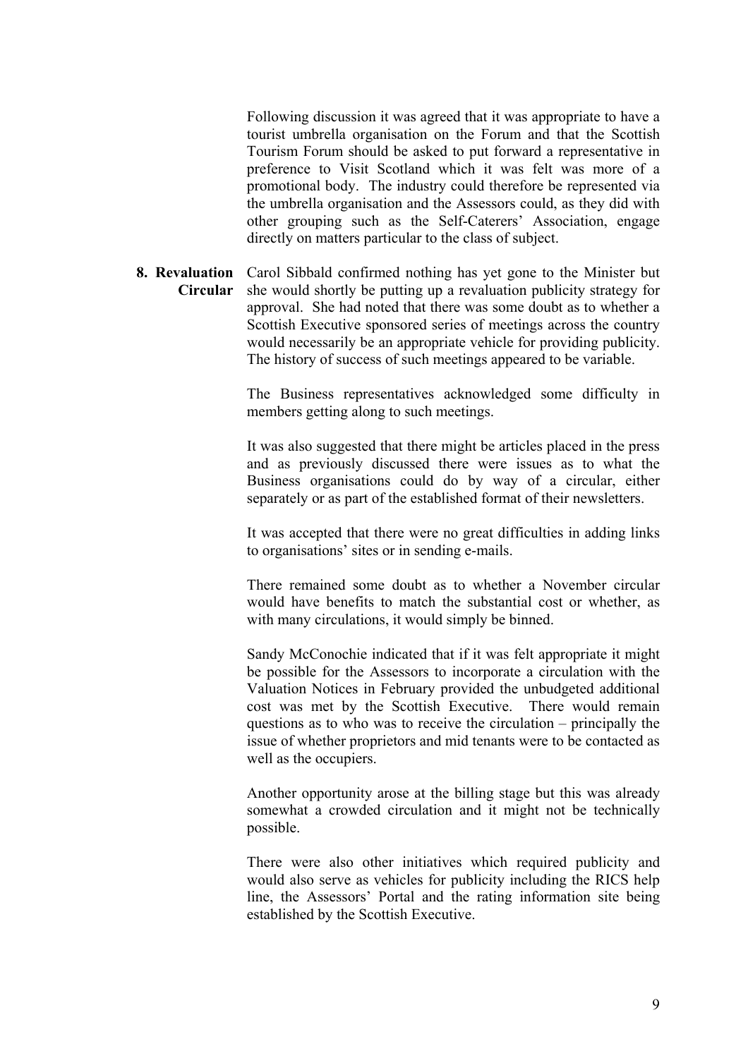Following discussion it was agreed that it was appropriate to have a tourist umbrella organisation on the Forum and that the Scottish Tourism Forum should be asked to put forward a representative in preference to Visit Scotland which it was felt was more of a promotional body. The industry could therefore be represented via the umbrella organisation and the Assessors could, as they did with other grouping such as the Self-Caterers' Association, engage directly on matters particular to the class of subject.

**8. Revaluation Circular**

Carol Sibbald confirmed nothing has yet gone to the Minister but she would shortly be putting up a revaluation publicity strategy for approval. She had noted that there was some doubt as to whether a Scottish Executive sponsored series of meetings across the country would necessarily be an appropriate vehicle for providing publicity. The history of success of such meetings appeared to be variable.

The Business representatives acknowledged some difficulty in members getting along to such meetings.

It was also suggested that there might be articles placed in the press and as previously discussed there were issues as to what the Business organisations could do by way of a circular, either separately or as part of the established format of their newsletters.

It was accepted that there were no great difficulties in adding links to organisations' sites or in sending e-mails.

There remained some doubt as to whether a November circular would have benefits to match the substantial cost or whether, as with many circulations, it would simply be binned.

Sandy McConochie indicated that if it was felt appropriate it might be possible for the Assessors to incorporate a circulation with the Valuation Notices in February provided the unbudgeted additional cost was met by the Scottish Executive. There would remain questions as to who was to receive the circulation – principally the issue of whether proprietors and mid tenants were to be contacted as well as the occupiers.

Another opportunity arose at the billing stage but this was already somewhat a crowded circulation and it might not be technically possible.

There were also other initiatives which required publicity and would also serve as vehicles for publicity including the RICS help line, the Assessors' Portal and the rating information site being established by the Scottish Executive.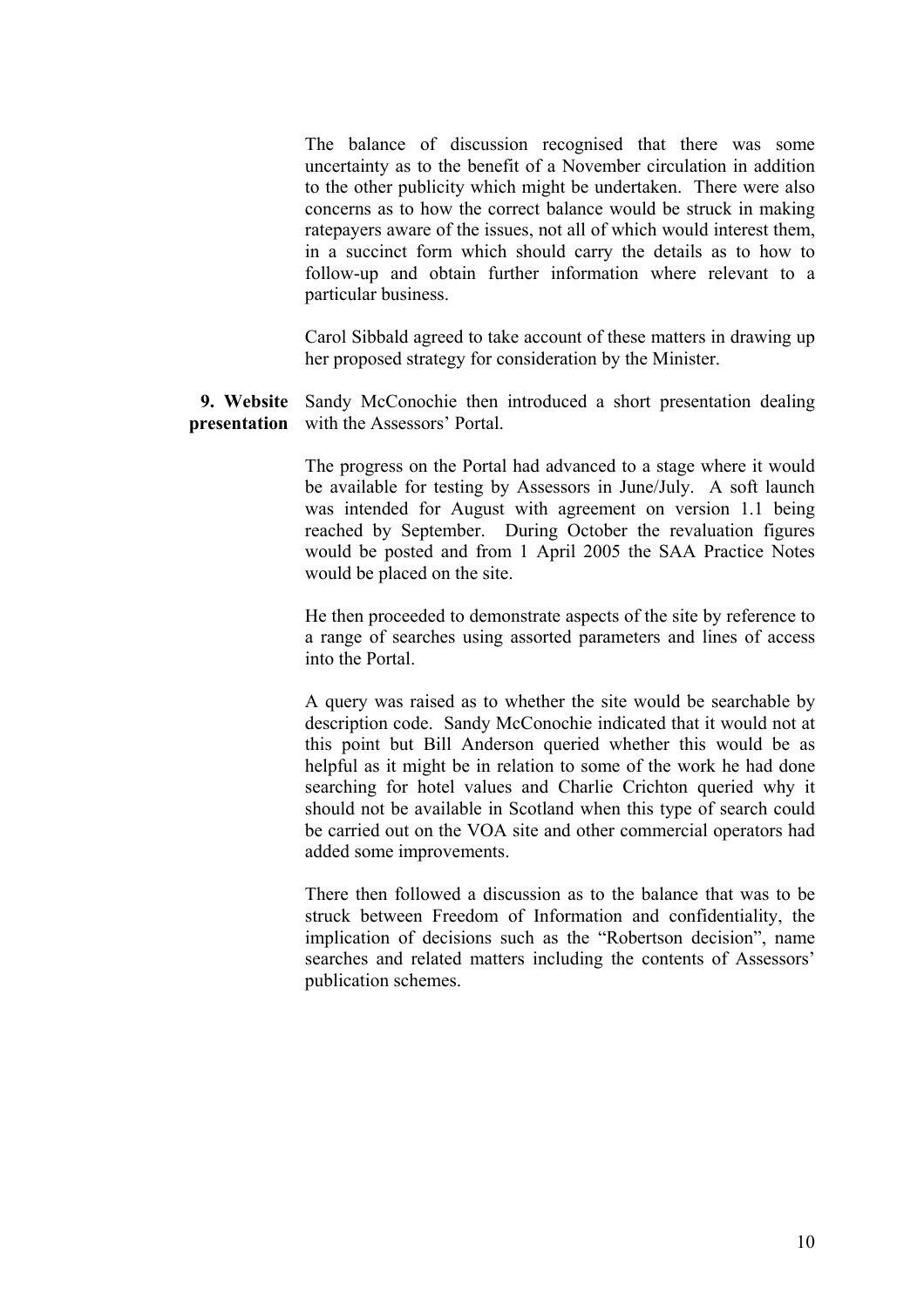The balance of discussion recognised that there was some uncertainty as to the benefit of a November circulation in addition to the other publicity which might be undertaken. There were also concerns as to how the correct balance would be struck in making ratepayers aware of the issues, not all of which would interest them, in a succinct form which should carry the details as to how to follow-up and obtain further information where relevant to a particular business.

Carol Sibbald agreed to take account of these matters in drawing up her proposed strategy for consideration by the Minister.

**9. Website presentation**

Sandy McConochie then introduced a short presentation dealing with the Assessors' Portal.

The progress on the Portal had advanced to a stage where it would be available for testing by Assessors in June/July. A soft launch was intended for August with agreement on version 1.1 being reached by September. During October the revaluation figures would be posted and from 1 April 2005 the SAA Practice Notes would be placed on the site.

He then proceeded to demonstrate aspects of the site by reference to a range of searches using assorted parameters and lines of access into the Portal.

A query was raised as to whether the site would be searchable by description code. Sandy McConochie indicated that it would not at this point but Bill Anderson queried whether this would be as helpful as it might be in relation to some of the work he had done searching for hotel values and Charlie Crichton queried why it should not be available in Scotland when this type of search could be carried out on the VOA site and other commercial operators had added some improvements.

There then followed a discussion as to the balance that was to be struck between Freedom of Information and confidentiality, the implication of decisions such as the "Robertson decision", name searches and related matters including the contents of Assessors' publication schemes.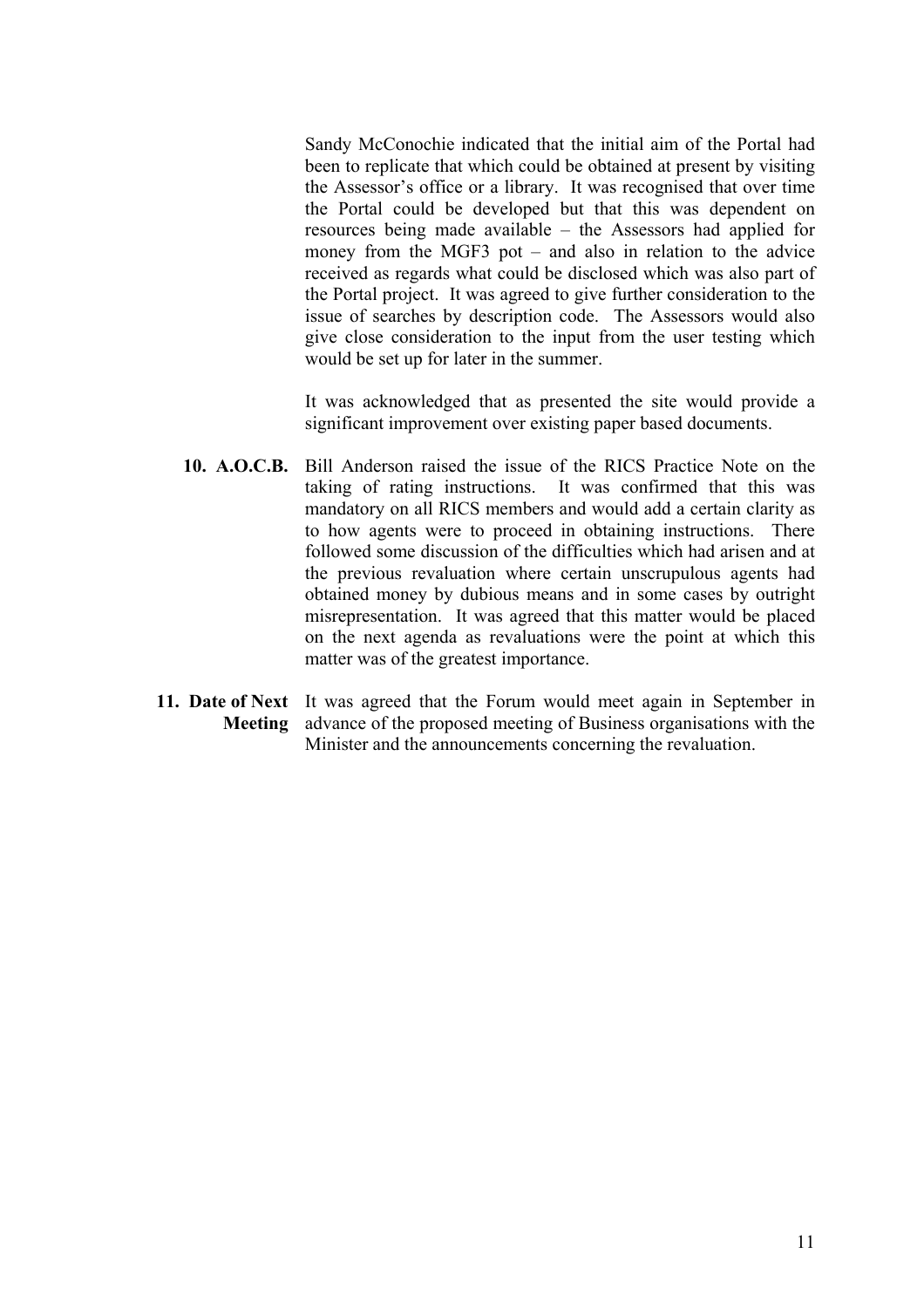Sandy McConochie indicated that the initial aim of the Portal had been to replicate that which could be obtained at present by visiting the Assessor's office or a library. It was recognised that over time the Portal could be developed but that this was dependent on resources being made available – the Assessors had applied for money from the MGF3 pot – and also in relation to the advice received as regards what could be disclosed which was also part of the Portal project. It was agreed to give further consideration to the issue of searches by description code. The Assessors would also give close consideration to the input from the user testing which would be set up for later in the summer.

It was acknowledged that as presented the site would provide a significant improvement over existing paper based documents.

**10. A.O.C.B.** Bill Anderson raised the issue of the RICS Practice Note on the taking of rating instructions. It was confirmed that this was mandatory on all RICS members and would add a certain clarity as to how agents were to proceed in obtaining instructions. There followed some discussion of the difficulties which had arisen and at the previous revaluation where certain unscrupulous agents had obtained money by dubious means and in some cases by outright misrepresentation. It was agreed that this matter would be placed on the next agenda as revaluations were the point at which this matter was of the greatest importance.

**11. Date of Next Meeting** It was agreed that the Forum would meet again in September in advance of the proposed meeting of Business organisations with the Minister and the announcements concerning the revaluation.